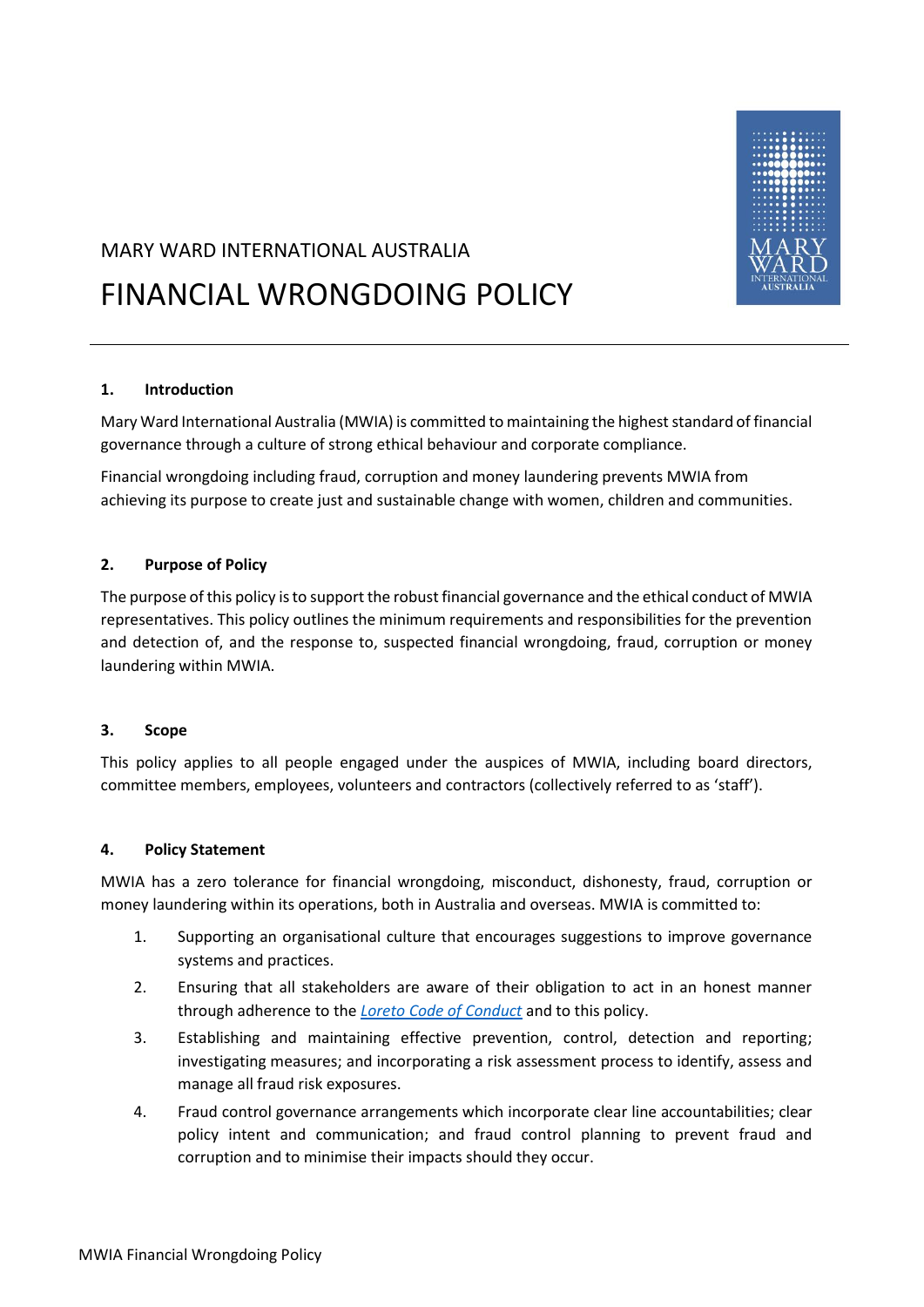MARY WARD INTERNATIONAL AUSTRALIA

# FINANCIAL WRONGDOING POLICY

## 1. Introduction

Mary Ward International Australia (MWIA) is committed to maintaining the highest standard of financial governance through a culture of strong ethical behaviour and corporate compliance.

Financial wrongdoing including fraud, corruption and money laundering prevents MWIA from achieving its purpose to create just and sustainable change with women, children and communities.

## 2. Purpose of Policy

The purpose of this policy is to support the robust financial governance and the ethical conduct of MWIA representatives. This policy outlines the minimum requirements and responsibilities for the prevention and detection of, and the response to, suspected financial wrongdoing, fraud, corruption or money laundering within MWIA.

## 3. Scope

This policy applies to all people engaged under the auspices of MWIA, including board directors, committee members, employees, volunteers and contractors (collectively referred to as 'staff').

## 4. Policy Statement

MWIA has a zero tolerance for financial wrongdoing, misconduct, dishonesty, fraud, corruption or money laundering within its operations, both in Australia and overseas. MWIA is committed to:

1. Supporting an organisational culture that encourages suggestions to improve governance systems and practices.
2. Ensuring that all stakeholders are aware of their obligation to act in an honest manner through adherence to the *Loreto Code of Conduct* and to this policy.
3. Establishing and maintaining effective prevention, control, detection and reporting; investigating measures; and incorporating a risk assessment process to identify, assess and manage all fraud risk exposures.
4. Fraud control governance arrangements which incorporate clear line accountabilities; clear policy intent and communication; and fraud control planning to prevent fraud and corruption and to minimise their impacts should they occur.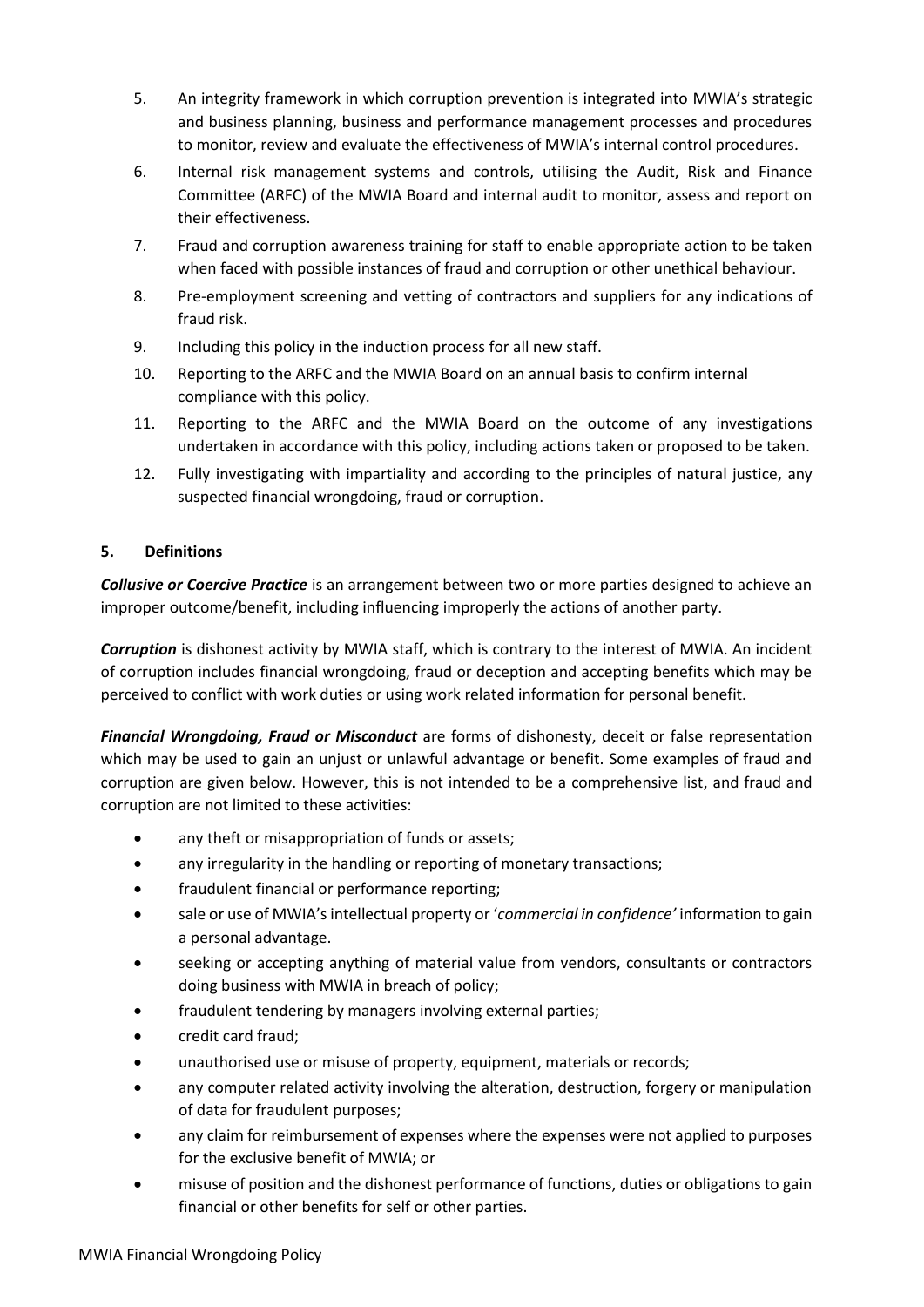5. An integrity framework in which corruption prevention is integrated into MWIA's strategic and business planning, business and performance management processes and procedures to monitor, review and evaluate the effectiveness of MWIA's internal control procedures.
6. Internal risk management systems and controls, utilising the Audit, Risk and Finance Committee (ARFC) of the MWIA Board and internal audit to monitor, assess and report on their effectiveness.
7. Fraud and corruption awareness training for staff to enable appropriate action to be taken when faced with possible instances of fraud and corruption or other unethical behaviour.
8. Pre-employment screening and vetting of contractors and suppliers for any indications of fraud risk.
9. Including this policy in the induction process for all new staff.
10. Reporting to the ARFC and the MWIA Board on an annual basis to confirm internal compliance with this policy.
11. Reporting to the ARFC and the MWIA Board on the outcome of any investigations undertaken in accordance with this policy, including actions taken or proposed to be taken.
12. Fully investigating with impartiality and according to the principles of natural justice, any suspected financial wrongdoing, fraud or corruption.

## 5. Definitions

***Collusive or Coercive Practice*** is an arrangement between two or more parties designed to achieve an improper outcome/benefit, including influencing improperly the actions of another party.

***Corruption*** is dishonest activity by MWIA staff, which is contrary to the interest of MWIA. An incident of corruption includes financial wrongdoing, fraud or deception and accepting benefits which may be perceived to conflict with work duties or using work related information for personal benefit.

***Financial Wrongdoing, Fraud or Misconduct*** are forms of dishonesty, deceit or false representation which may be used to gain an unjust or unlawful advantage or benefit. Some examples of fraud and corruption are given below. However, this is not intended to be a comprehensive list, and fraud and corruption are not limited to these activities:

- any theft or misappropriation of funds or assets;
- any irregularity in the handling or reporting of monetary transactions;
- fraudulent financial or performance reporting;
- sale or use of MWIA's intellectual property or '*commercial in confidence'* information to gain a personal advantage.
- seeking or accepting anything of material value from vendors, consultants or contractors doing business with MWIA in breach of policy;
- fraudulent tendering by managers involving external parties;
- credit card fraud;
- unauthorised use or misuse of property, equipment, materials or records;
- any computer related activity involving the alteration, destruction, forgery or manipulation of data for fraudulent purposes;
- any claim for reimbursement of expenses where the expenses were not applied to purposes for the exclusive benefit of MWIA; or
- misuse of position and the dishonest performance of functions, duties or obligations to gain financial or other benefits for self or other parties.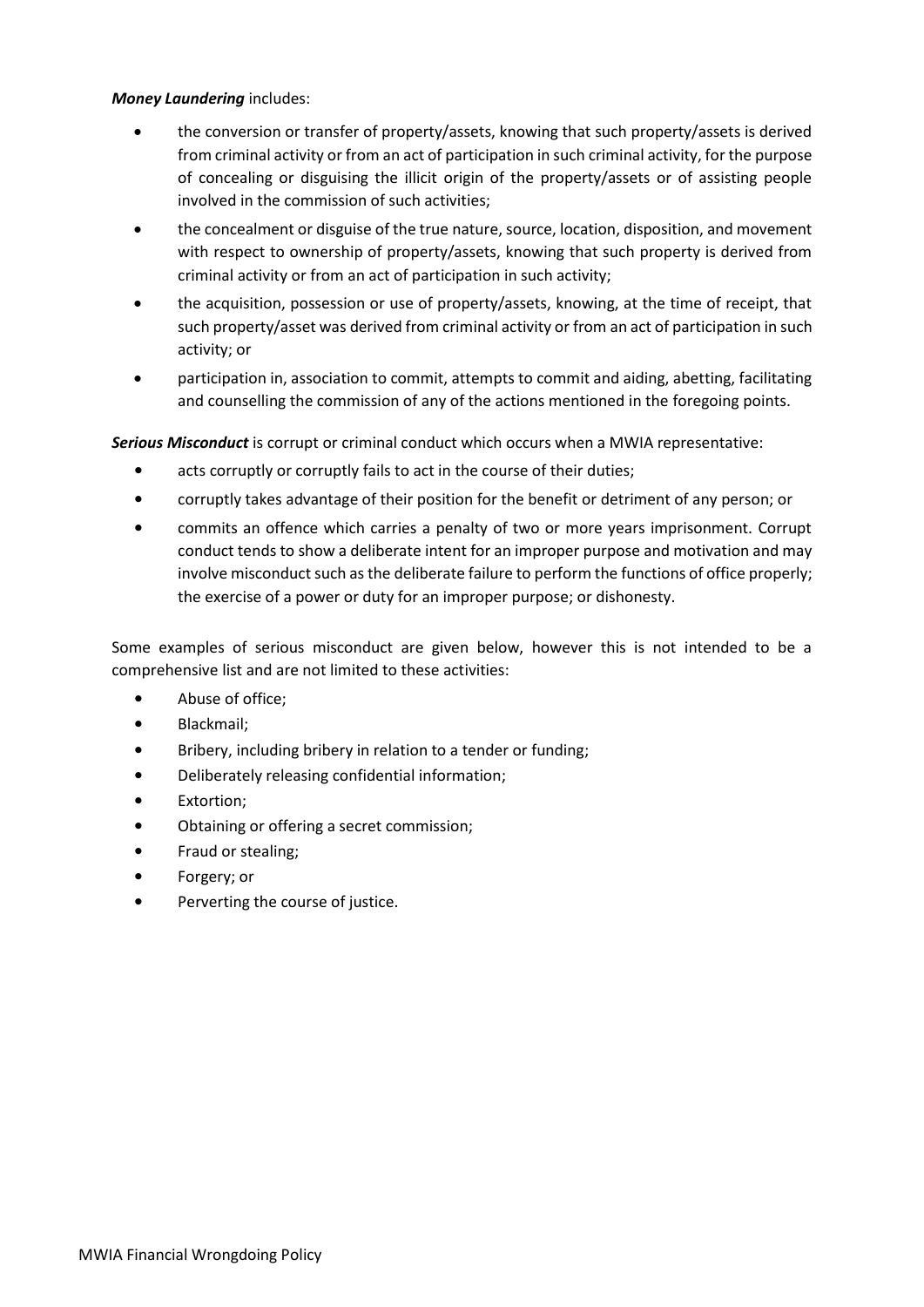***Money Laundering*** includes:

- the conversion or transfer of property/assets, knowing that such property/assets is derived from criminal activity or from an act of participation in such criminal activity, for the purpose of concealing or disguising the illicit origin of the property/assets or of assisting people involved in the commission of such activities;
- the concealment or disguise of the true nature, source, location, disposition, and movement with respect to ownership of property/assets, knowing that such property is derived from criminal activity or from an act of participation in such activity;
- the acquisition, possession or use of property/assets, knowing, at the time of receipt, that such property/asset was derived from criminal activity or from an act of participation in such activity; or
- participation in, association to commit, attempts to commit and aiding, abetting, facilitating and counselling the commission of any of the actions mentioned in the foregoing points.

***Serious Misconduct*** is corrupt or criminal conduct which occurs when a MWIA representative:

- acts corruptly or corruptly fails to act in the course of their duties;
- corruptly takes advantage of their position for the benefit or detriment of any person; or
- commits an offence which carries a penalty of two or more years imprisonment. Corrupt conduct tends to show a deliberate intent for an improper purpose and motivation and may involve misconduct such as the deliberate failure to perform the functions of office properly; the exercise of a power or duty for an improper purpose; or dishonesty.

Some examples of serious misconduct are given below, however this is not intended to be a comprehensive list and are not limited to these activities:

- Abuse of office;
- Blackmail;
- Bribery, including bribery in relation to a tender or funding;
- Deliberately releasing confidential information;
- Extortion;
- Obtaining or offering a secret commission;
- Fraud or stealing;
- Forgery; or
- Perverting the course of justice.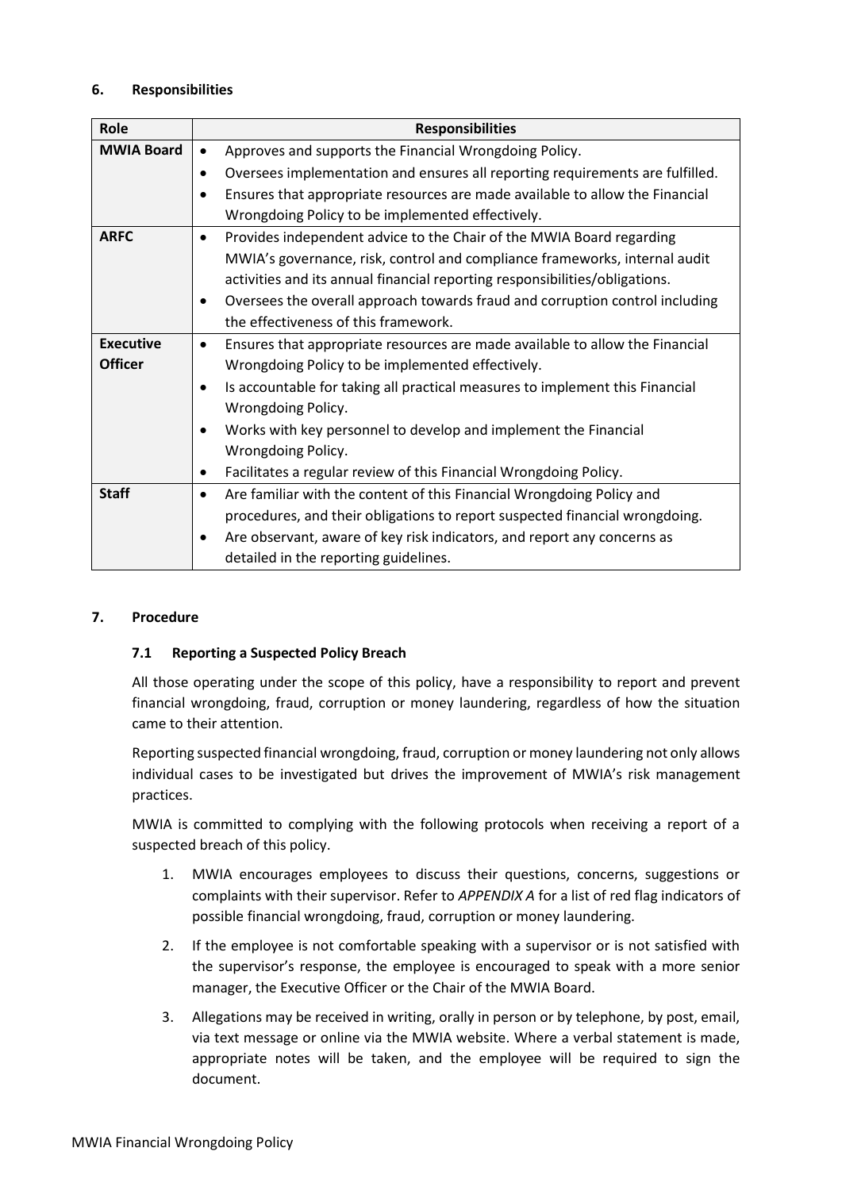## 6. Responsibilities

| Role | Responsibilities |
|---|---|
| **MWIA Board** | • Approves and supports the Financial Wrongdoing Policy.<br>• Oversees implementation and ensures all reporting requirements are fulfilled.<br>• Ensures that appropriate resources are made available to allow the Financial Wrongdoing Policy to be implemented effectively. |
| **ARFC** | • Provides independent advice to the Chair of the MWIA Board regarding MWIA's governance, risk, control and compliance frameworks, internal audit activities and its annual financial reporting responsibilities/obligations.<br>• Oversees the overall approach towards fraud and corruption control including the effectiveness of this framework. |
| **Executive Officer** | • Ensures that appropriate resources are made available to allow the Financial Wrongdoing Policy to be implemented effectively.<br>• Is accountable for taking all practical measures to implement this Financial Wrongdoing Policy.<br>• Works with key personnel to develop and implement the Financial Wrongdoing Policy.<br>• Facilitates a regular review of this Financial Wrongdoing Policy. |
| **Staff** | • Are familiar with the content of this Financial Wrongdoing Policy and procedures, and their obligations to report suspected financial wrongdoing.<br>• Are observant, aware of key risk indicators, and report any concerns as detailed in the reporting guidelines. |

## 7. Procedure

### 7.1 Reporting a Suspected Policy Breach

All those operating under the scope of this policy, have a responsibility to report and prevent financial wrongdoing, fraud, corruption or money laundering, regardless of how the situation came to their attention.

Reporting suspected financial wrongdoing, fraud, corruption or money laundering not only allows individual cases to be investigated but drives the improvement of MWIA's risk management practices.

MWIA is committed to complying with the following protocols when receiving a report of a suspected breach of this policy.

1. MWIA encourages employees to discuss their questions, concerns, suggestions or complaints with their supervisor. Refer to *APPENDIX A* for a list of red flag indicators of possible financial wrongdoing, fraud, corruption or money laundering.
2. If the employee is not comfortable speaking with a supervisor or is not satisfied with the supervisor's response, the employee is encouraged to speak with a more senior manager, the Executive Officer or the Chair of the MWIA Board.
3. Allegations may be received in writing, orally in person or by telephone, by post, email, via text message or online via the MWIA website. Where a verbal statement is made, appropriate notes will be taken, and the employee will be required to sign the document.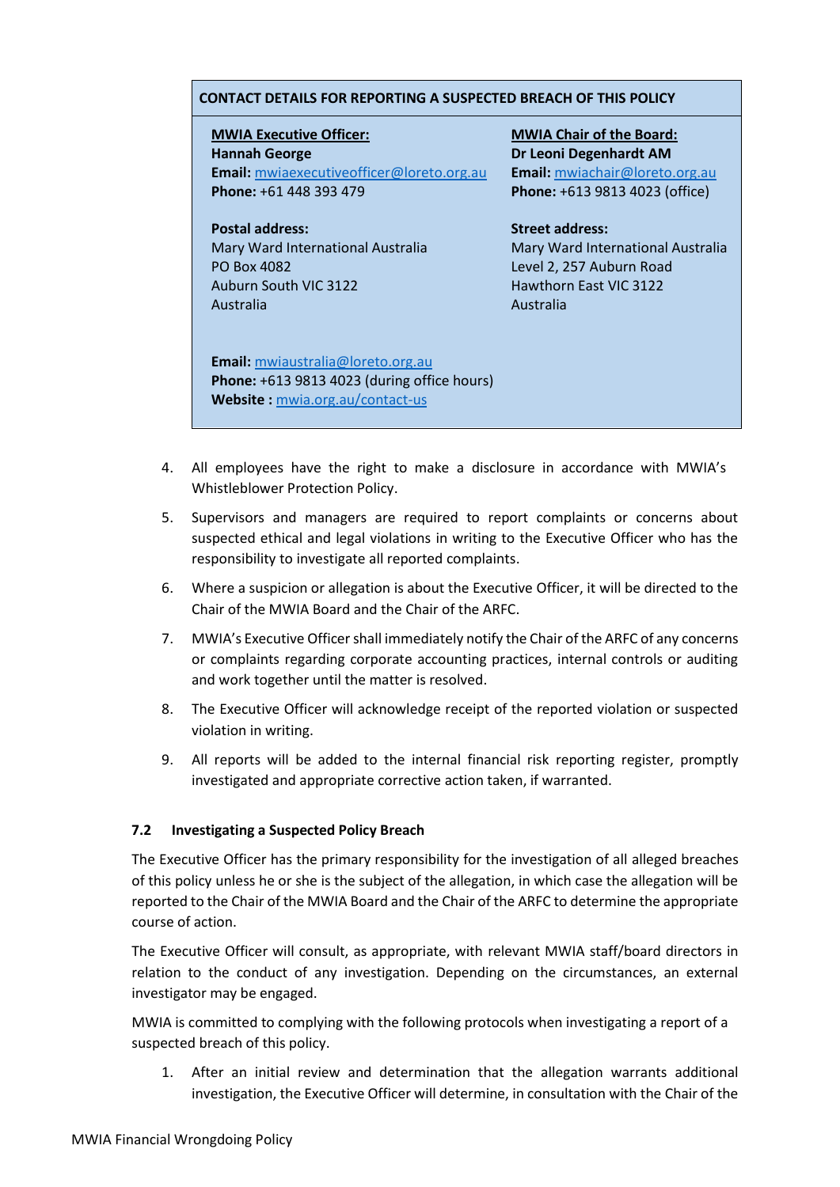| CONTACT DETAILS FOR REPORTING A SUSPECTED BREACH OF THIS POLICY | |
|---|---|
| **MWIA Executive Officer:**<br>**Hannah George**<br>**Email:** mwiaexecutiveofficer@loreto.org.au<br>**Phone:** +61 448 393 479 | **MWIA Chair of the Board:**<br>**Dr Leoni Degenhardt AM**<br>**Email:** mwiachair@loreto.org.au<br>**Phone:** +613 9813 4023 (office) |
| **Postal address:**<br>Mary Ward International Australia<br>PO Box 4082<br>Auburn South VIC 3122<br>Australia | **Street address:**<br>Mary Ward International Australia<br>Level 2, 257 Auburn Road<br>Hawthorn East VIC 3122<br>Australia |
| **Email:** mwiaustralia@loreto.org.au<br>**Phone:** +613 9813 4023 (during office hours)<br>**Website :** mwia.org.au/contact-us | |

4. All employees have the right to make a disclosure in accordance with MWIA's Whistleblower Protection Policy.
5. Supervisors and managers are required to report complaints or concerns about suspected ethical and legal violations in writing to the Executive Officer who has the responsibility to investigate all reported complaints.
6. Where a suspicion or allegation is about the Executive Officer, it will be directed to the Chair of the MWIA Board and the Chair of the ARFC.
7. MWIA's Executive Officer shall immediately notify the Chair of the ARFC of any concerns or complaints regarding corporate accounting practices, internal controls or auditing and work together until the matter is resolved.
8. The Executive Officer will acknowledge receipt of the reported violation or suspected violation in writing.
9. All reports will be added to the internal financial risk reporting register, promptly investigated and appropriate corrective action taken, if warranted.

### 7.2 Investigating a Suspected Policy Breach

The Executive Officer has the primary responsibility for the investigation of all alleged breaches of this policy unless he or she is the subject of the allegation, in which case the allegation will be reported to the Chair of the MWIA Board and the Chair of the ARFC to determine the appropriate course of action.

The Executive Officer will consult, as appropriate, with relevant MWIA staff/board directors in relation to the conduct of any investigation. Depending on the circumstances, an external investigator may be engaged.

MWIA is committed to complying with the following protocols when investigating a report of a suspected breach of this policy.

1. After an initial review and determination that the allegation warrants additional investigation, the Executive Officer will determine, in consultation with the Chair of the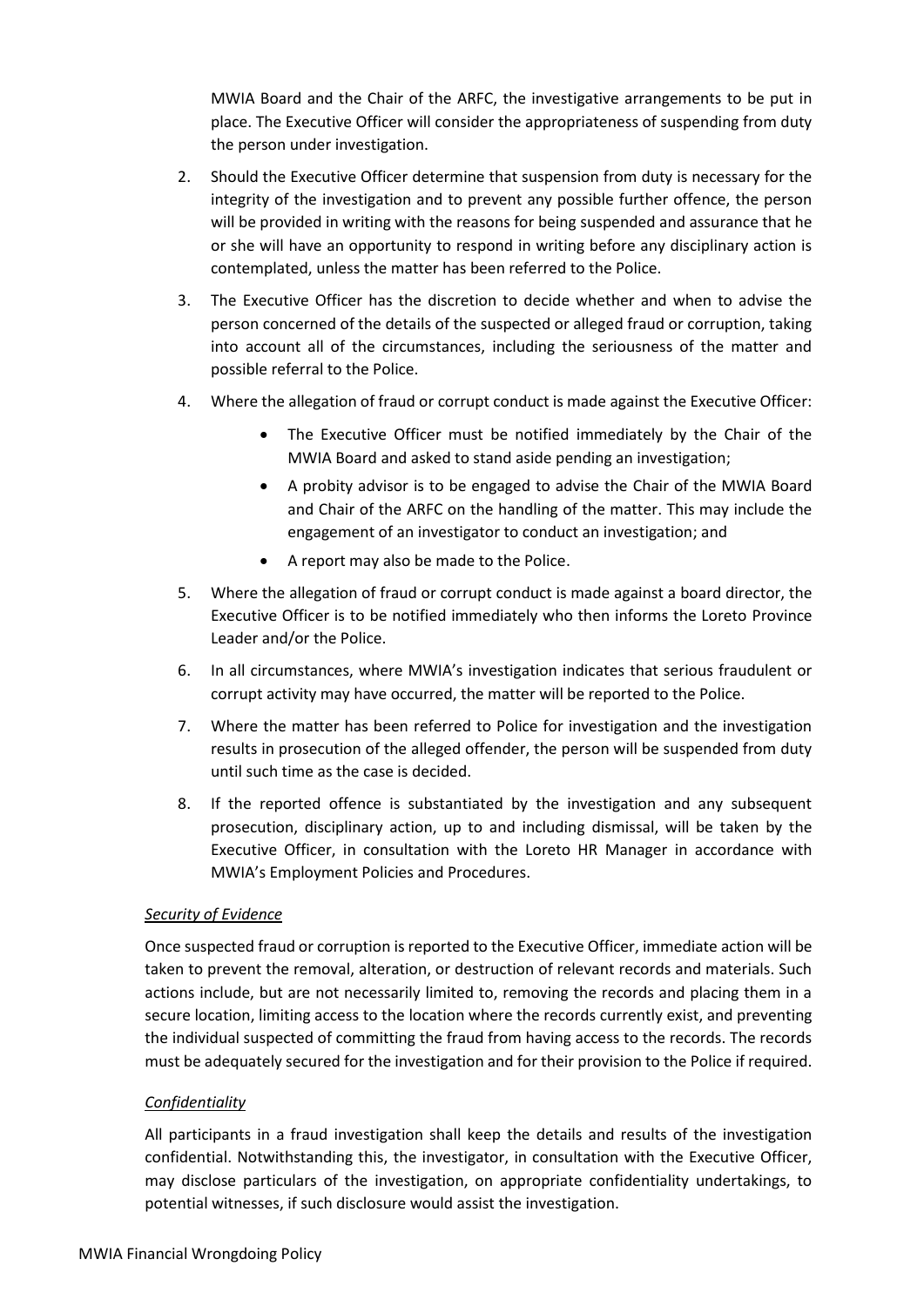MWIA Board and the Chair of the ARFC, the investigative arrangements to be put in place. The Executive Officer will consider the appropriateness of suspending from duty the person under investigation.

2. Should the Executive Officer determine that suspension from duty is necessary for the integrity of the investigation and to prevent any possible further offence, the person will be provided in writing with the reasons for being suspended and assurance that he or she will have an opportunity to respond in writing before any disciplinary action is contemplated, unless the matter has been referred to the Police.
3. The Executive Officer has the discretion to decide whether and when to advise the person concerned of the details of the suspected or alleged fraud or corruption, taking into account all of the circumstances, including the seriousness of the matter and possible referral to the Police.
4. Where the allegation of fraud or corrupt conduct is made against the Executive Officer:
    - The Executive Officer must be notified immediately by the Chair of the MWIA Board and asked to stand aside pending an investigation;
    - A probity advisor is to be engaged to advise the Chair of the MWIA Board and Chair of the ARFC on the handling of the matter. This may include the engagement of an investigator to conduct an investigation; and
    - A report may also be made to the Police.
5. Where the allegation of fraud or corrupt conduct is made against a board director, the Executive Officer is to be notified immediately who then informs the Loreto Province Leader and/or the Police.
6. In all circumstances, where MWIA's investigation indicates that serious fraudulent or corrupt activity may have occurred, the matter will be reported to the Police.
7. Where the matter has been referred to Police for investigation and the investigation results in prosecution of the alleged offender, the person will be suspended from duty until such time as the case is decided.
8. If the reported offence is substantiated by the investigation and any subsequent prosecution, disciplinary action, up to and including dismissal, will be taken by the Executive Officer, in consultation with the Loreto HR Manager in accordance with MWIA's Employment Policies and Procedures.

*Security of Evidence*

Once suspected fraud or corruption is reported to the Executive Officer, immediate action will be taken to prevent the removal, alteration, or destruction of relevant records and materials. Such actions include, but are not necessarily limited to, removing the records and placing them in a secure location, limiting access to the location where the records currently exist, and preventing the individual suspected of committing the fraud from having access to the records. The records must be adequately secured for the investigation and for their provision to the Police if required.

*Confidentiality*

All participants in a fraud investigation shall keep the details and results of the investigation confidential. Notwithstanding this, the investigator, in consultation with the Executive Officer, may disclose particulars of the investigation, on appropriate confidentiality undertakings, to potential witnesses, if such disclosure would assist the investigation.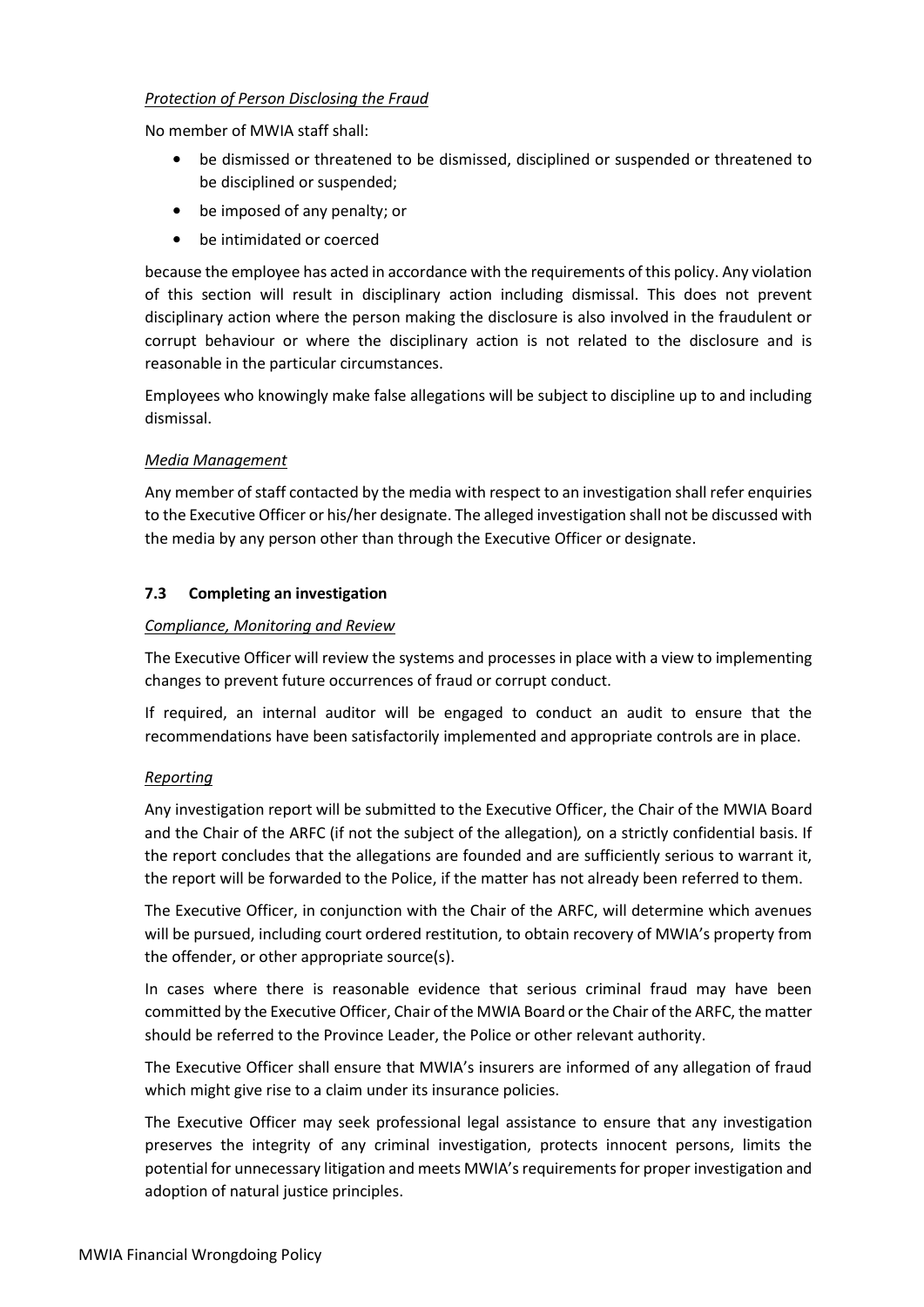*Protection of Person Disclosing the Fraud*

No member of MWIA staff shall:

- be dismissed or threatened to be dismissed, disciplined or suspended or threatened to be disciplined or suspended;
- be imposed of any penalty; or
- be intimidated or coerced

because the employee has acted in accordance with the requirements of this policy. Any violation of this section will result in disciplinary action including dismissal. This does not prevent disciplinary action where the person making the disclosure is also involved in the fraudulent or corrupt behaviour or where the disciplinary action is not related to the disclosure and is reasonable in the particular circumstances.

Employees who knowingly make false allegations will be subject to discipline up to and including dismissal.

*Media Management*

Any member of staff contacted by the media with respect to an investigation shall refer enquiries to the Executive Officer or his/her designate. The alleged investigation shall not be discussed with the media by any person other than through the Executive Officer or designate.

### 7.3 Completing an investigation

*Compliance, Monitoring and Review*

The Executive Officer will review the systems and processes in place with a view to implementing changes to prevent future occurrences of fraud or corrupt conduct.

If required, an internal auditor will be engaged to conduct an audit to ensure that the recommendations have been satisfactorily implemented and appropriate controls are in place.

*Reporting*

Any investigation report will be submitted to the Executive Officer, the Chair of the MWIA Board and the Chair of the ARFC (if not the subject of the allegation), on a strictly confidential basis. If the report concludes that the allegations are founded and are sufficiently serious to warrant it, the report will be forwarded to the Police, if the matter has not already been referred to them.

The Executive Officer, in conjunction with the Chair of the ARFC, will determine which avenues will be pursued, including court ordered restitution, to obtain recovery of MWIA's property from the offender, or other appropriate source(s).

In cases where there is reasonable evidence that serious criminal fraud may have been committed by the Executive Officer, Chair of the MWIA Board or the Chair of the ARFC, the matter should be referred to the Province Leader, the Police or other relevant authority.

The Executive Officer shall ensure that MWIA's insurers are informed of any allegation of fraud which might give rise to a claim under its insurance policies.

The Executive Officer may seek professional legal assistance to ensure that any investigation preserves the integrity of any criminal investigation, protects innocent persons, limits the potential for unnecessary litigation and meets MWIA's requirements for proper investigation and adoption of natural justice principles.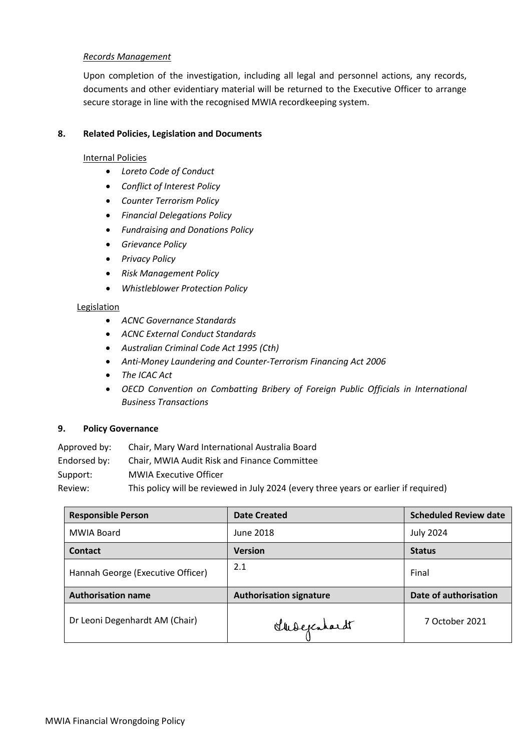*Records Management*

Upon completion of the investigation, including all legal and personnel actions, any records, documents and other evidentiary material will be returned to the Executive Officer to arrange secure storage in line with the recognised MWIA recordkeeping system.

## 8. Related Policies, Legislation and Documents

Internal Policies

- *Loreto Code of Conduct*
- *Conflict of Interest Policy*
- *Counter Terrorism Policy*
- *Financial Delegations Policy*
- *Fundraising and Donations Policy*
- *Grievance Policy*
- *Privacy Policy*
- *Risk Management Policy*
- *Whistleblower Protection Policy*

Legislation

- *ACNC Governance Standards*
- *ACNC External Conduct Standards*
- *Australian Criminal Code Act 1995 (Cth)*
- *Anti-Money Laundering and Counter-Terrorism Financing Act 2006*
- *The ICAC Act*
- *OECD Convention on Combatting Bribery of Foreign Public Officials in International Business Transactions*

## 9. Policy Governance

Approved by: Chair, Mary Ward International Australia Board
Endorsed by: Chair, MWIA Audit Risk and Finance Committee
Support: MWIA Executive Officer
Review: This policy will be reviewed in July 2024 (every three years or earlier if required)

| Responsible Person | Date Created | Scheduled Review date |
|---|---|---|
| MWIA Board | June 2018 | July 2024 |
| **Contact** | **Version** | **Status** |
| Hannah George (Executive Officer) | 2.1 | Final |
| **Authorisation name** | **Authorisation signature** | **Date of authorisation** |
| Dr Leoni Degenhardt AM (Chair) | LDegenhardt | 7 October 2021 |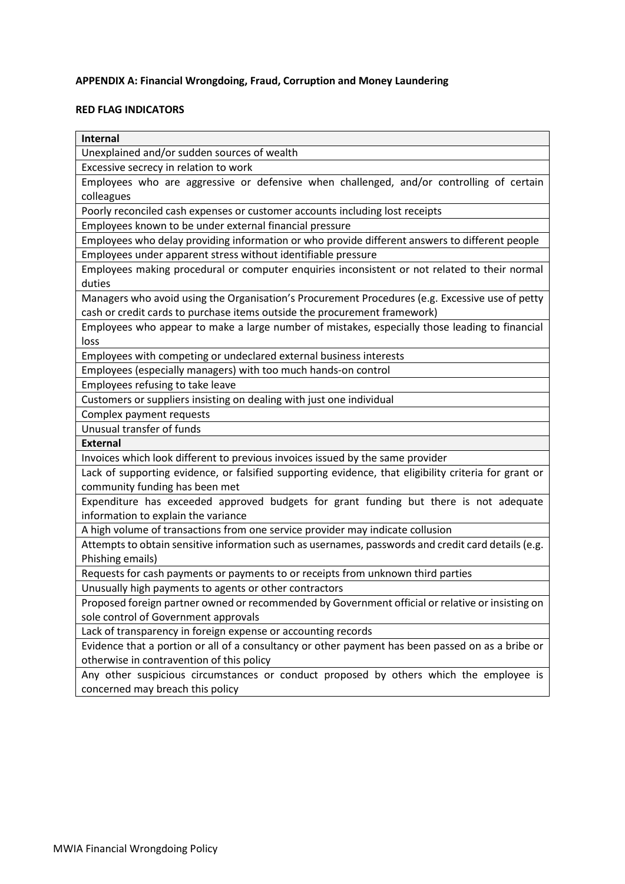**APPENDIX A: Financial Wrongdoing, Fraud, Corruption and Money Laundering**

**RED FLAG INDICATORS**

| |
|---|
| **Internal** |
| Unexplained and/or sudden sources of wealth |
| Excessive secrecy in relation to work |
| Employees who are aggressive or defensive when challenged, and/or controlling of certain colleagues |
| Poorly reconciled cash expenses or customer accounts including lost receipts |
| Employees known to be under external financial pressure |
| Employees who delay providing information or who provide different answers to different people |
| Employees under apparent stress without identifiable pressure |
| Employees making procedural or computer enquiries inconsistent or not related to their normal duties |
| Managers who avoid using the Organisation's Procurement Procedures (e.g. Excessive use of petty cash or credit cards to purchase items outside the procurement framework) |
| Employees who appear to make a large number of mistakes, especially those leading to financial loss |
| Employees with competing or undeclared external business interests |
| Employees (especially managers) with too much hands-on control |
| Employees refusing to take leave |
| Customers or suppliers insisting on dealing with just one individual |
| Complex payment requests |
| Unusual transfer of funds |
| **External** |
| Invoices which look different to previous invoices issued by the same provider |
| Lack of supporting evidence, or falsified supporting evidence, that eligibility criteria for grant or community funding has been met |
| Expenditure has exceeded approved budgets for grant funding but there is not adequate information to explain the variance |
| A high volume of transactions from one service provider may indicate collusion |
| Attempts to obtain sensitive information such as usernames, passwords and credit card details (e.g. Phishing emails) |
| Requests for cash payments or payments to or receipts from unknown third parties |
| Unusually high payments to agents or other contractors |
| Proposed foreign partner owned or recommended by Government official or relative or insisting on sole control of Government approvals |
| Lack of transparency in foreign expense or accounting records |
| Evidence that a portion or all of a consultancy or other payment has been passed on as a bribe or otherwise in contravention of this policy |
| Any other suspicious circumstances or conduct proposed by others which the employee is concerned may breach this policy |